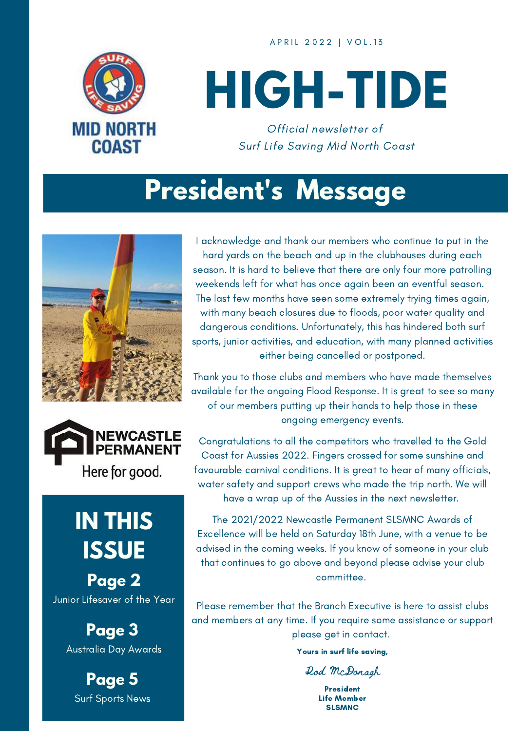APRIL 2022 | VOL.13

# HIGH-TIDE

*Official newsletter of Surf Life Saving Mid North Coast*

## President's Message

I acknowledge and thank our members who continue to put in the hard yards on the beach and up in the clubhouses during each season. It is hard to believe that there are only four more patrolling weekends left for what has once again been an eventful season. The last few months have seen some extremely trying times again, with many beach closures due to floods, poor water quality and dangerous conditions. Unfortunately, this has hindered both surf sports, junior activities, and education, with many planned activities either being cancelled or postponed.

Thank you to those clubs and members who have made themselves available for the ongoing Flood Response. It is great to see so many of our members putting up their hands to help those in these ongoing emergency events.

Congratulations to all the competitors who travelled to the Gold Coast for Aussies 2022. Fingers crossed for some sunshine and favourable carnival conditions. It is great to hear of many officials, water safety and support crews who made the trip north. We will have a wrap up of the Aussies in the next newsletter.

The 2021/2022 Newcastle Permanent SLSMNC Awards of Excellence will be held on Saturday 18th June, with a venue to be advised in the coming weeks. If you know of someone in your club that continues to go above and beyond please advise your club committee.

Please remember that the Branch Executive is here to assist clubs and members at any time. If you require some assistance or support please get in contact.

**Yours in surf life saving,**

*Rod McDonagh*

**President**
**Life Member**
**SLSMNC**

NEWCASTLE PERMANENT
Here for good.

## IN THIS ISSUE

**Page 2**
Junior Lifesaver of the Year

**Page 3**
Australia Day Awards

**Page 5**
Surf Sports News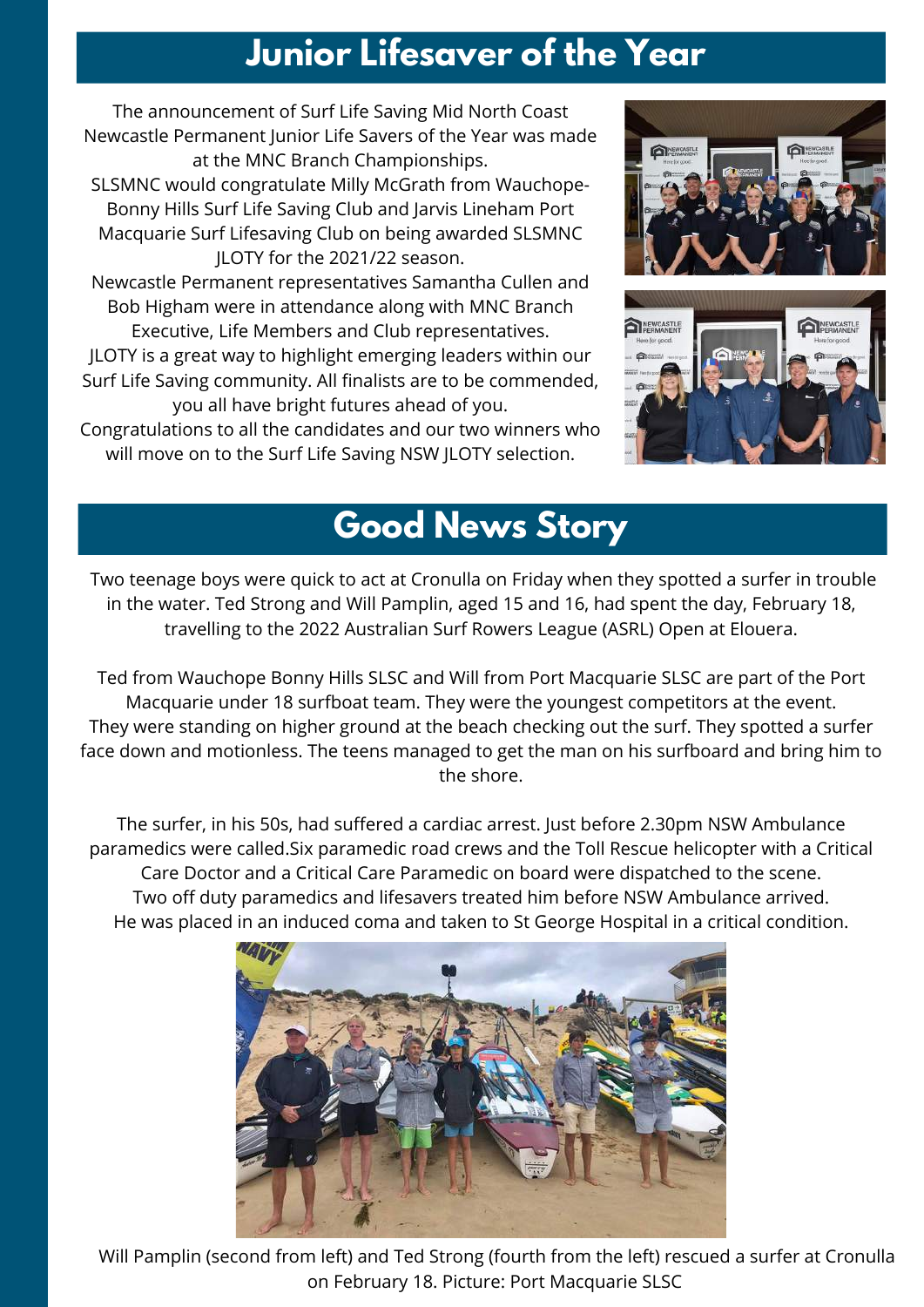## Junior Lifesaver of the Year

The announcement of Surf Life Saving Mid North Coast Newcastle Permanent Junior Life Savers of the Year was made at the MNC Branch Championships.

SLSMNC would congratulate Milly McGrath from Wauchope-Bonny Hills Surf Life Saving Club and Jarvis Lineham Port Macquarie Surf Lifesaving Club on being awarded SLSMNC JLOTY for the 2021/22 season.

Newcastle Permanent representatives Samantha Cullen and Bob Higham were in attendance along with MNC Branch Executive, Life Members and Club representatives.

JLOTY is a great way to highlight emerging leaders within our Surf Life Saving community. All finalists are to be commended, you all have bright futures ahead of you.

Congratulations to all the candidates and our two winners who will move on to the Surf Life Saving NSW JLOTY selection.

## Good News Story

Two teenage boys were quick to act at Cronulla on Friday when they spotted a surfer in trouble in the water. Ted Strong and Will Pamplin, aged 15 and 16, had spent the day, February 18, travelling to the 2022 Australian Surf Rowers League (ASRL) Open at Elouera.

Ted from Wauchope Bonny Hills SLSC and Will from Port Macquarie SLSC are part of the Port Macquarie under 18 surfboat team. They were the youngest competitors at the event. They were standing on higher ground at the beach checking out the surf. They spotted a surfer face down and motionless. The teens managed to get the man on his surfboard and bring him to the shore.

The surfer, in his 50s, had suffered a cardiac arrest. Just before 2.30pm NSW Ambulance paramedics were called.Six paramedic road crews and the Toll Rescue helicopter with a Critical Care Doctor and a Critical Care Paramedic on board were dispatched to the scene. Two off duty paramedics and lifesavers treated him before NSW Ambulance arrived. He was placed in an induced coma and taken to St George Hospital in a critical condition.

Will Pamplin (second from left) and Ted Strong (fourth from the left) rescued a surfer at Cronulla on February 18. Picture: Port Macquarie SLSC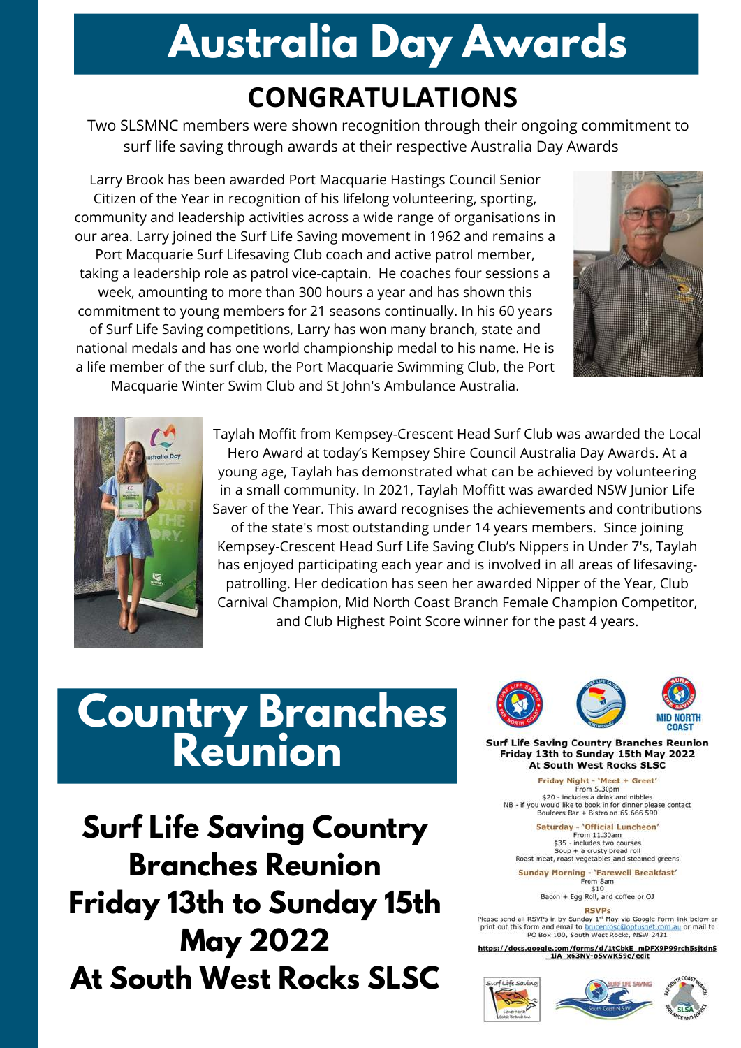# Australia Day Awards

## CONGRATULATIONS

Two SLSMNC members were shown recognition through their ongoing commitment to surf life saving through awards at their respective Australia Day Awards

Larry Brook has been awarded Port Macquarie Hastings Council Senior Citizen of the Year in recognition of his lifelong volunteering, sporting, community and leadership activities across a wide range of organisations in our area. Larry joined the Surf Life Saving movement in 1962 and remains a Port Macquarie Surf Lifesaving Club coach and active patrol member, taking a leadership role as patrol vice-captain. He coaches four sessions a week, amounting to more than 300 hours a year and has shown this commitment to young members for 21 seasons continually. In his 60 years of Surf Life Saving competitions, Larry has won many branch, state and national medals and has one world championship medal to his name. He is a life member of the surf club, the Port Macquarie Swimming Club, the Port Macquarie Winter Swim Club and St John's Ambulance Australia.

Taylah Moffit from Kempsey-Crescent Head Surf Club was awarded the Local Hero Award at today's Kempsey Shire Council Australia Day Awards. At a young age, Taylah has demonstrated what can be achieved by volunteering in a small community. In 2021, Taylah Moffitt was awarded NSW Junior Life Saver of the Year. This award recognises the achievements and contributions of the state's most outstanding under 14 years members. Since joining Kempsey-Crescent Head Surf Life Saving Club's Nippers in Under 7's, Taylah has enjoyed participating each year and is involved in all areas of lifesaving-patrolling. Her dedication has seen her awarded Nipper of the Year, Club Carnival Champion, Mid North Coast Branch Female Champion Competitor, and Club Highest Point Score winner for the past 4 years.

# Country Branches Reunion

**Surf Life Saving Country Branches Reunion**
**Friday 13th to Sunday 15th May 2022**
**At South West Rocks SLSC**

**Surf Life Saving Country Branches Reunion**
**Friday 13th to Sunday 15th May 2022**
**At South West Rocks SLSC**

**Friday Night - 'Meet + Greet'**
From 5.30pm
$20 - includes a drink and nibbles
NB - if you would like to book in for dinner please contact Boulders Bar + Bistro on 65 666 590

**Saturday - 'Official Luncheon'**
From 11.30am
$35 - includes two courses
Soup + a crusty bread roll
Roast meat, roast vegetables and steamed greens

**Sunday Morning - 'Farewell Breakfast'**
From 8am
$10
Bacon + Egg Roll, and coffee or OJ

**RSVPs**
Please send all RSVPs in by Sunday 1st May via Google Form link below or print out this form and email to brucenrosc@optusnet.com.au or mail to PO Box 100, South West Rocks, NSW 2431

https://docs.google.com/forms/d/1tCbkE_mDFX9P99rch5sjtdnS1iA_x63NV-o5vwK59c/edit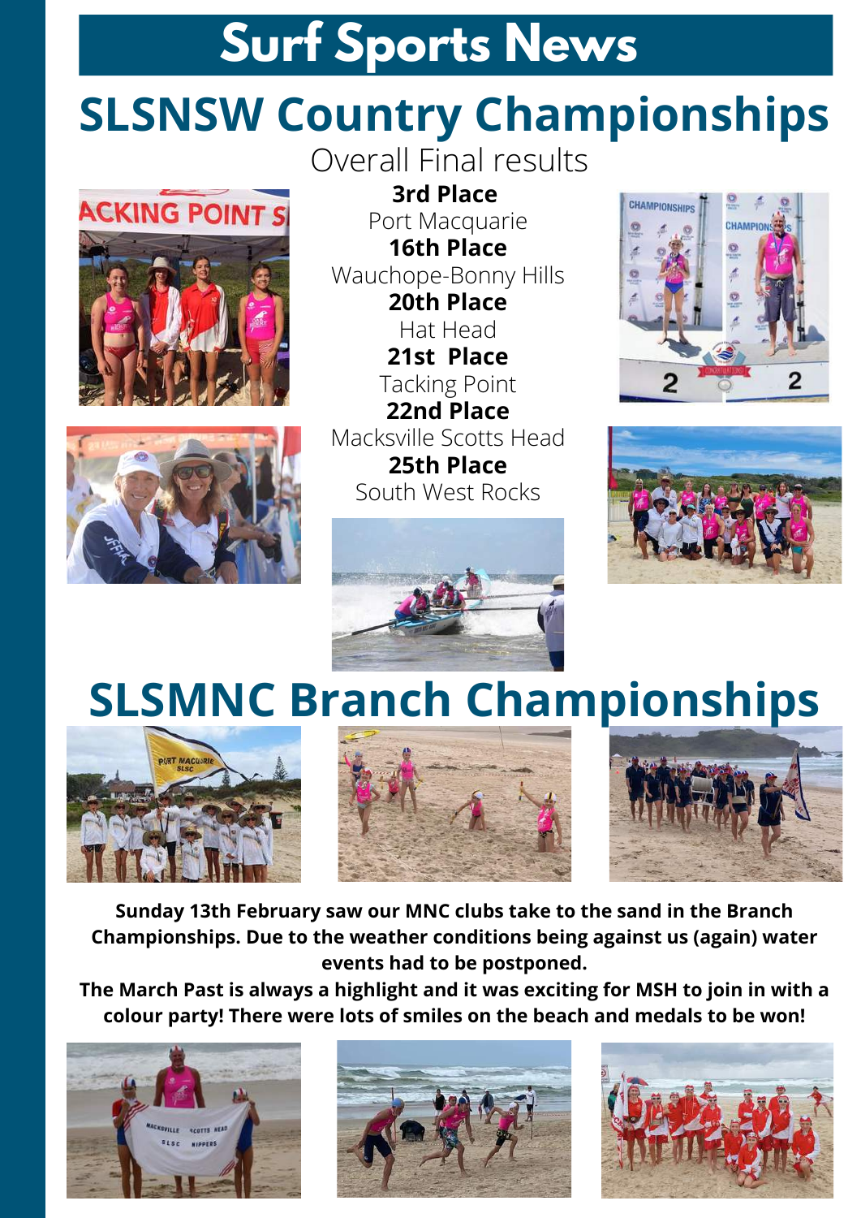# Surf Sports News

## SLSNSW Country Championships

Overall Final results

**3rd Place**
Port Macquarie

**16th Place**
Wauchope-Bonny Hills

**20th Place**
Hat Head

**21st Place**
Tacking Point

**22nd Place**
Macksville Scotts Head

**25th Place**
South West Rocks

## SLSMNC Branch Championships

**Sunday 13th February saw our MNC clubs take to the sand in the Branch Championships. Due to the weather conditions being against us (again) water events had to be postponed.**

**The March Past is always a highlight and it was exciting for MSH to join in with a colour party! There were lots of smiles on the beach and medals to be won!**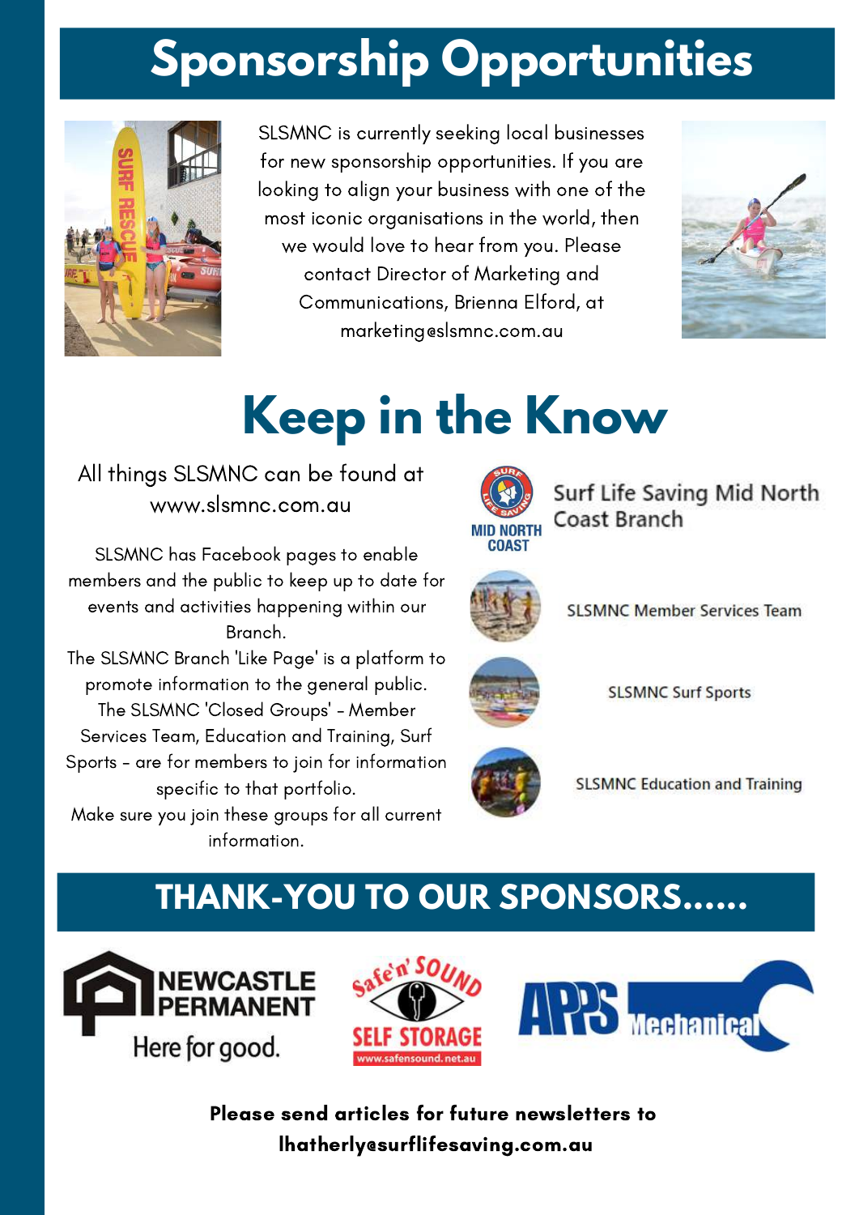# Sponsorship Opportunities

SLSMNC is currently seeking local businesses for new sponsorship opportunities. If you are looking to align your business with one of the most iconic organisations in the world, then we would love to hear from you. Please contact Director of Marketing and Communications, Brienna Elford, at marketing@slsmnc.com.au

# Keep in the Know

All things SLSMNC can be found at www.slsmnc.com.au

SLSMNC has Facebook pages to enable members and the public to keep up to date for events and activities happening within our Branch.

The SLSMNC Branch 'Like Page' is a platform to promote information to the general public.

The SLSMNC 'Closed Groups' - Member Services Team, Education and Training, Surf Sports - are for members to join for information specific to that portfolio.

Make sure you join these groups for all current information.

Surf Life Saving Mid North Coast Branch

SLSMNC Member Services Team

SLSMNC Surf Sports

SLSMNC Education and Training

## THANK-YOU TO OUR SPONSORS......

Newcastle Permanent – Here for good.

Safe'n' Sound Self Storage – www.safensound.net.au

APPS Mechanical

**Please send articles for future newsletters to lhatherly@surflifesaving.com.au**